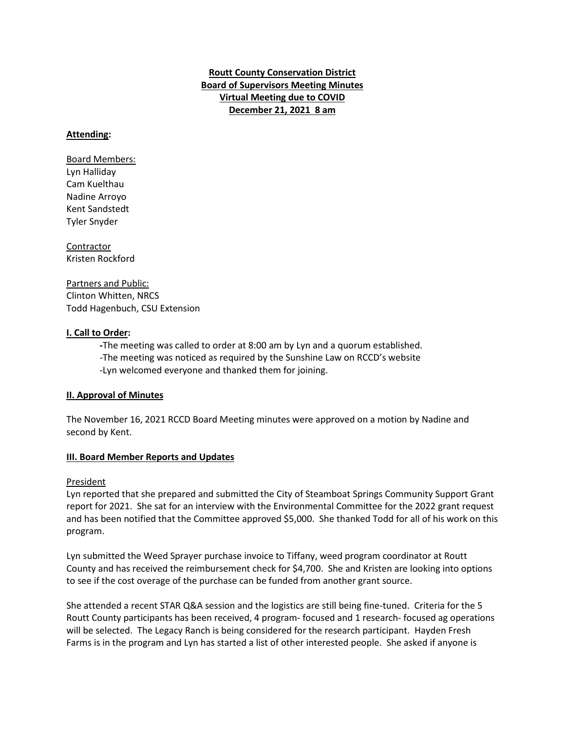**Routt County Conservation District**
**Board of Supervisors Meeting Minutes**
**Virtual Meeting due to COVID**
**December 21, 2021 8 am**

**Attending:**

Board Members:
Lyn Halliday
Cam Kuelthau
Nadine Arroyo
Kent Sandstedt
Tyler Snyder

Contractor
Kristen Rockford

Partners and Public:
Clinton Whitten, NRCS
Todd Hagenbuch, CSU Extension

**I. Call to Order:**

-The meeting was called to order at 8:00 am by Lyn and a quorum established.
-The meeting was noticed as required by the Sunshine Law on RCCD's website
-Lyn welcomed everyone and thanked them for joining.

**II. Approval of Minutes**

The November 16, 2021 RCCD Board Meeting minutes were approved on a motion by Nadine and second by Kent.

**III. Board Member Reports and Updates**

President

Lyn reported that she prepared and submitted the City of Steamboat Springs Community Support Grant report for 2021. She sat for an interview with the Environmental Committee for the 2022 grant request and has been notified that the Committee approved $5,000. She thanked Todd for all of his work on this program.

Lyn submitted the Weed Sprayer purchase invoice to Tiffany, weed program coordinator at Routt County and has received the reimbursement check for $4,700. She and Kristen are looking into options to see if the cost overage of the purchase can be funded from another grant source.

She attended a recent STAR Q&A session and the logistics are still being fine-tuned. Criteria for the 5 Routt County participants has been received, 4 program- focused and 1 research- focused ag operations will be selected. The Legacy Ranch is being considered for the research participant. Hayden Fresh Farms is in the program and Lyn has started a list of other interested people. She asked if anyone is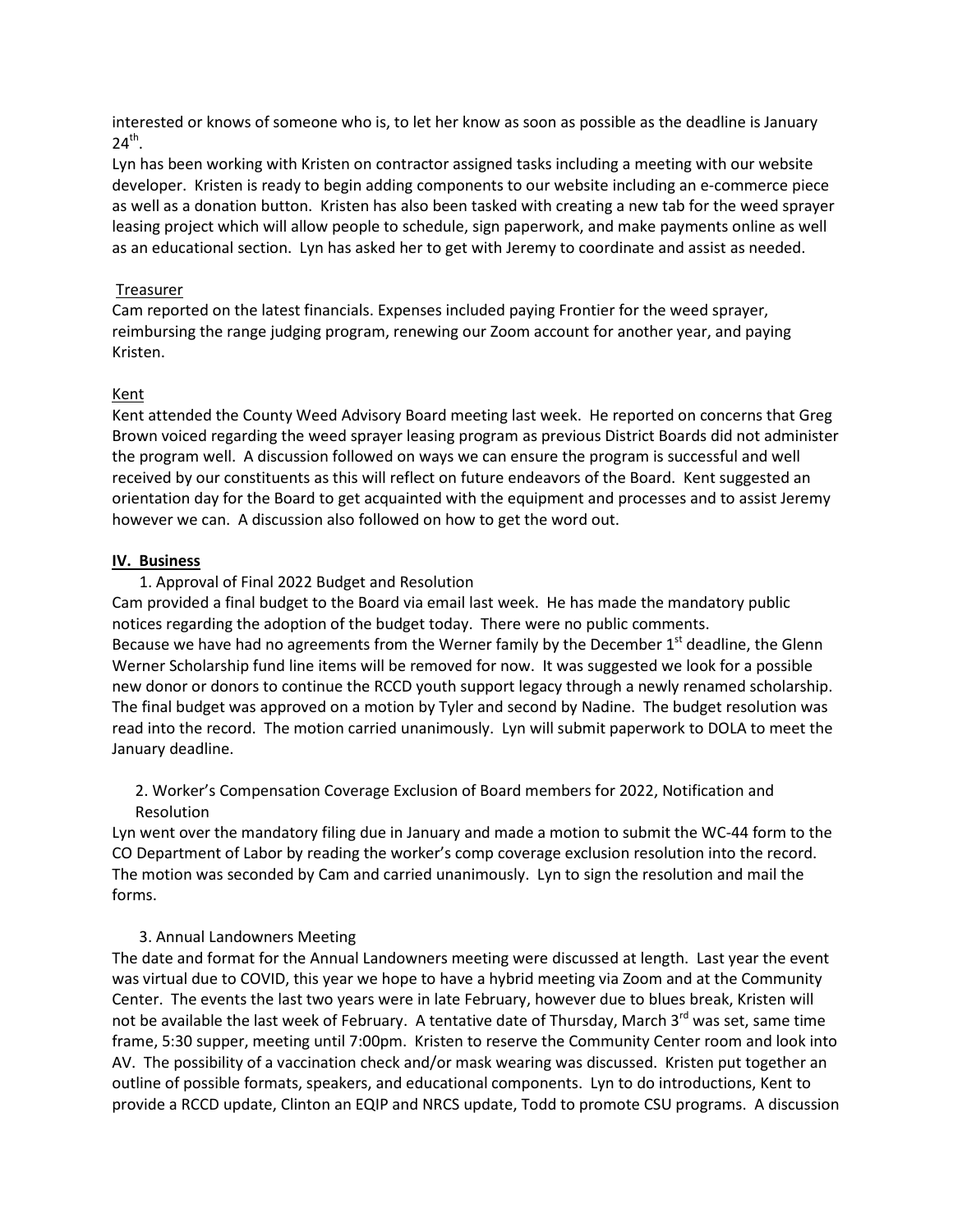interested or knows of someone who is, to let her know as soon as possible as the deadline is January 24th.

Lyn has been working with Kristen on contractor assigned tasks including a meeting with our website developer. Kristen is ready to begin adding components to our website including an e-commerce piece as well as a donation button. Kristen has also been tasked with creating a new tab for the weed sprayer leasing project which will allow people to schedule, sign paperwork, and make payments online as well as an educational section. Lyn has asked her to get with Jeremy to coordinate and assist as needed.

Treasurer

Cam reported on the latest financials. Expenses included paying Frontier for the weed sprayer, reimbursing the range judging program, renewing our Zoom account for another year, and paying Kristen.

Kent

Kent attended the County Weed Advisory Board meeting last week. He reported on concerns that Greg Brown voiced regarding the weed sprayer leasing program as previous District Boards did not administer the program well. A discussion followed on ways we can ensure the program is successful and well received by our constituents as this will reflect on future endeavors of the Board. Kent suggested an orientation day for the Board to get acquainted with the equipment and processes and to assist Jeremy however we can. A discussion also followed on how to get the word out.

## IV. Business

1. Approval of Final 2022 Budget and Resolution

Cam provided a final budget to the Board via email last week. He has made the mandatory public notices regarding the adoption of the budget today. There were no public comments.

Because we have had no agreements from the Werner family by the December 1st deadline, the Glenn Werner Scholarship fund line items will be removed for now. It was suggested we look for a possible new donor or donors to continue the RCCD youth support legacy through a newly renamed scholarship. The final budget was approved on a motion by Tyler and second by Nadine. The budget resolution was read into the record. The motion carried unanimously. Lyn will submit paperwork to DOLA to meet the January deadline.

2. Worker's Compensation Coverage Exclusion of Board members for 2022, Notification and Resolution

Lyn went over the mandatory filing due in January and made a motion to submit the WC-44 form to the CO Department of Labor by reading the worker's comp coverage exclusion resolution into the record. The motion was seconded by Cam and carried unanimously. Lyn to sign the resolution and mail the forms.

3. Annual Landowners Meeting

The date and format for the Annual Landowners meeting were discussed at length. Last year the event was virtual due to COVID, this year we hope to have a hybrid meeting via Zoom and at the Community Center. The events the last two years were in late February, however due to blues break, Kristen will not be available the last week of February. A tentative date of Thursday, March 3rd was set, same time frame, 5:30 supper, meeting until 7:00pm. Kristen to reserve the Community Center room and look into AV. The possibility of a vaccination check and/or mask wearing was discussed. Kristen put together an outline of possible formats, speakers, and educational components. Lyn to do introductions, Kent to provide a RCCD update, Clinton an EQIP and NRCS update, Todd to promote CSU programs. A discussion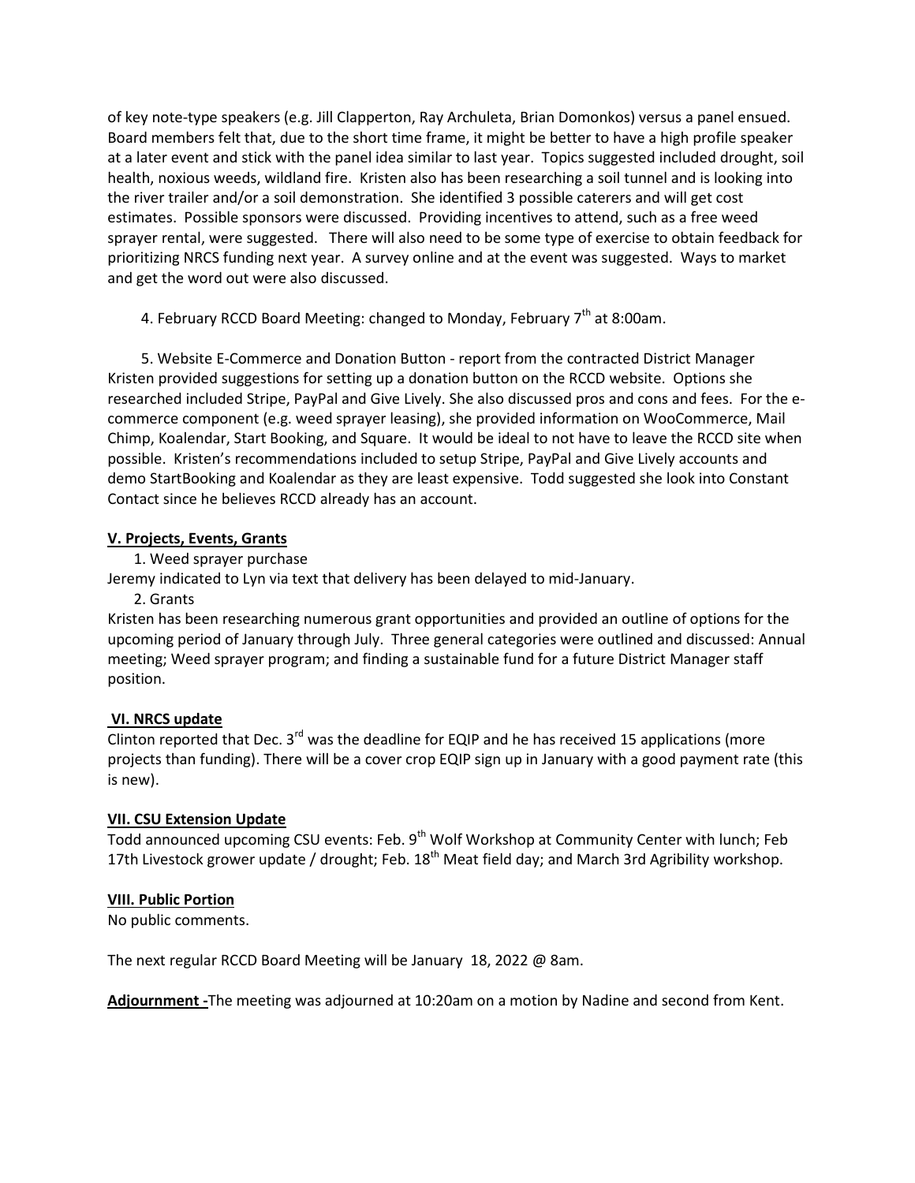of key note-type speakers (e.g. Jill Clapperton, Ray Archuleta, Brian Domonkos) versus a panel ensued. Board members felt that, due to the short time frame, it might be better to have a high profile speaker at a later event and stick with the panel idea similar to last year. Topics suggested included drought, soil health, noxious weeds, wildland fire. Kristen also has been researching a soil tunnel and is looking into the river trailer and/or a soil demonstration. She identified 3 possible caterers and will get cost estimates. Possible sponsors were discussed. Providing incentives to attend, such as a free weed sprayer rental, were suggested. There will also need to be some type of exercise to obtain feedback for prioritizing NRCS funding next year. A survey online and at the event was suggested. Ways to market and get the word out were also discussed.

4. February RCCD Board Meeting: changed to Monday, February 7th at 8:00am.

5. Website E-Commerce and Donation Button - report from the contracted District Manager Kristen provided suggestions for setting up a donation button on the RCCD website. Options she researched included Stripe, PayPal and Give Lively. She also discussed pros and cons and fees. For the e-commerce component (e.g. weed sprayer leasing), she provided information on WooCommerce, Mail Chimp, Koalendar, Start Booking, and Square. It would be ideal to not have to leave the RCCD site when possible. Kristen's recommendations included to setup Stripe, PayPal and Give Lively accounts and demo StartBooking and Koalendar as they are least expensive. Todd suggested she look into Constant Contact since he believes RCCD already has an account.

**V. Projects, Events, Grants**

1. Weed sprayer purchase

Jeremy indicated to Lyn via text that delivery has been delayed to mid-January.

2. Grants

Kristen has been researching numerous grant opportunities and provided an outline of options for the upcoming period of January through July. Three general categories were outlined and discussed: Annual meeting; Weed sprayer program; and finding a sustainable fund for a future District Manager staff position.

**VI. NRCS update**

Clinton reported that Dec. 3rd was the deadline for EQIP and he has received 15 applications (more projects than funding). There will be a cover crop EQIP sign up in January with a good payment rate (this is new).

**VII. CSU Extension Update**

Todd announced upcoming CSU events: Feb. 9th Wolf Workshop at Community Center with lunch; Feb 17th Livestock grower update / drought; Feb. 18th Meat field day; and March 3rd Agribility workshop.

**VIII. Public Portion**

No public comments.

The next regular RCCD Board Meeting will be January 18, 2022 @ 8am.

**Adjournment -**The meeting was adjourned at 10:20am on a motion by Nadine and second from Kent.